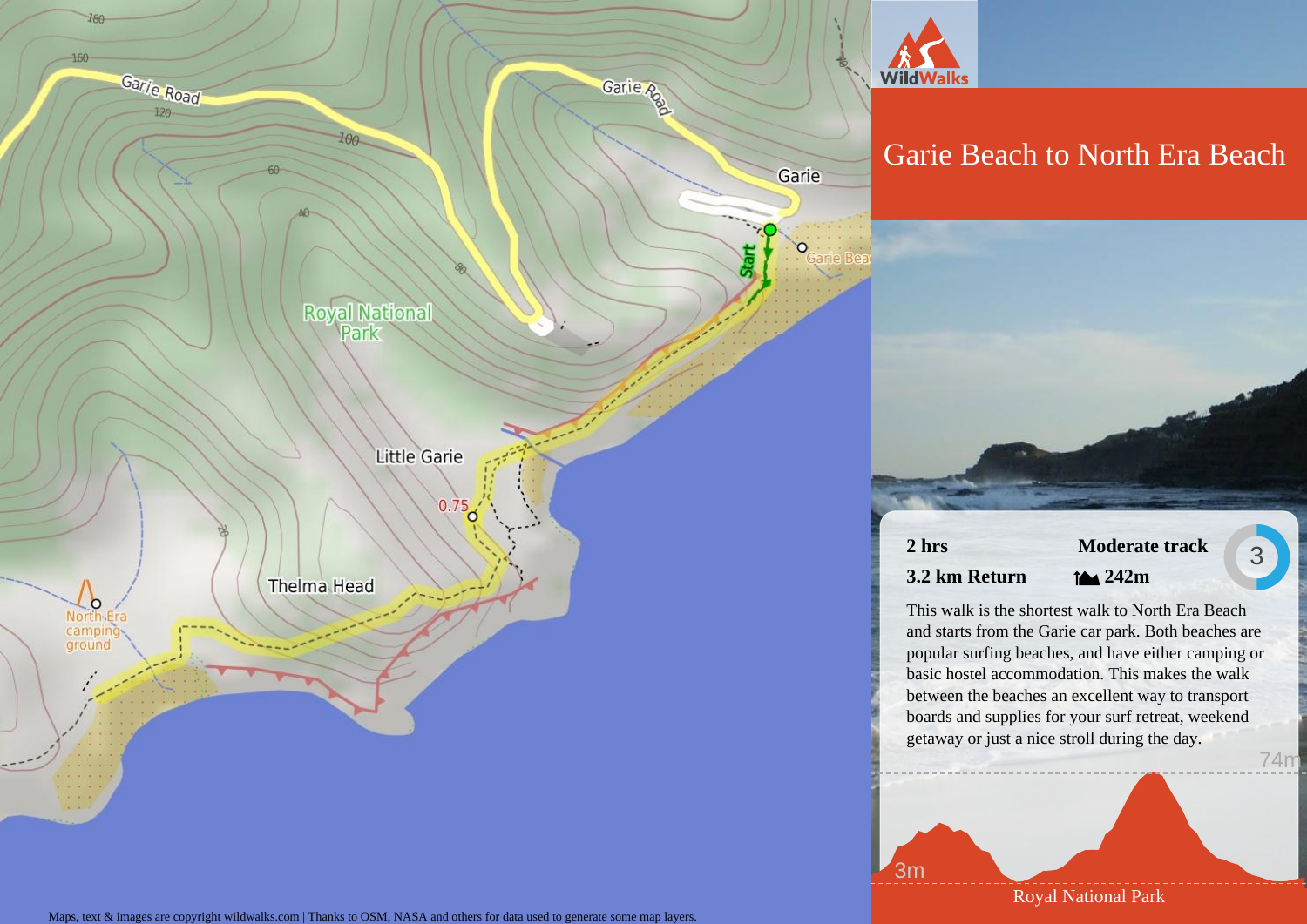# Garie Beach to North Era Beach

**2 hrs** **Moderate track** 3

**3.2 km Return** **242m**

This walk is the shortest walk to North Era Beach and starts from the Garie car park. Both beaches are popular surfing beaches, and have either camping or basic hostel accommodation. This makes the walk between the beaches an excellent way to transport boards and supplies for your surf retreat, weekend getaway or just a nice stroll during the day.

74m

3m

Royal National Park

Maps, text & images are copyright wildwalks.com | Thanks to OSM, NASA and others for data used to generate some map layers.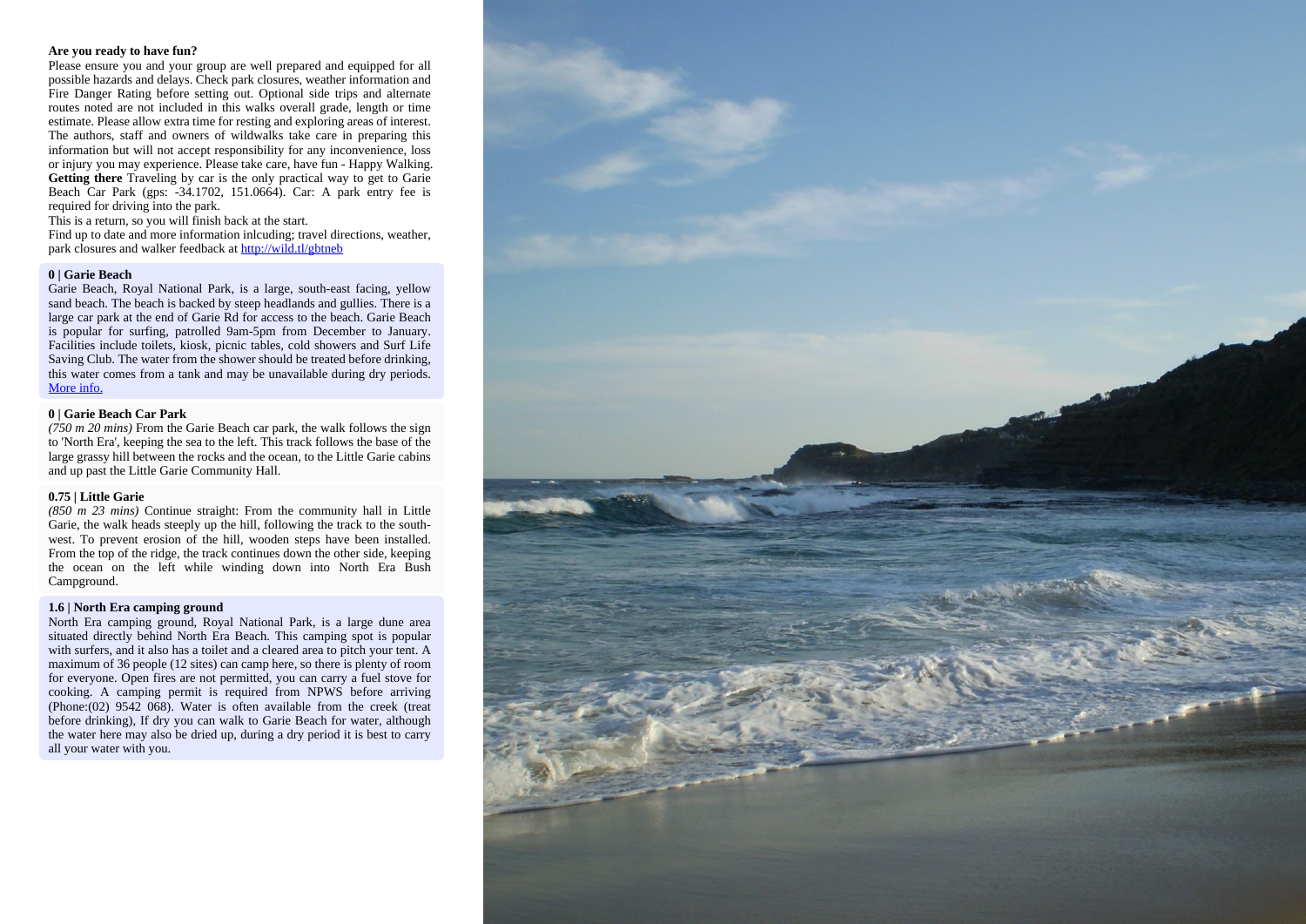**Are you ready to have fun?**
Please ensure you and your group are well prepared and equipped for all possible hazards and delays. Check park closures, weather information and Fire Danger Rating before setting out. Optional side trips and alternate routes noted are not included in this walks overall grade, length or time estimate. Please allow extra time for resting and exploring areas of interest. The authors, staff and owners of wildwalks take care in preparing this information but will not accept responsibility for any inconvenience, loss or injury you may experience. Please take care, have fun - Happy Walking.

**Getting there** Traveling by car is the only practical way to get to Garie Beach Car Park (gps: -34.1702, 151.0664). Car: A park entry fee is required for driving into the park.

This is a return, so you will finish back at the start.

Find up to date and more information inlcuding; travel directions, weather, park closures and walker feedback at [http://wild.tl/gbtneb](http://wild.tl/gbtneb)

**0 | Garie Beach**
Garie Beach, Royal National Park, is a large, south-east facing, yellow sand beach. The beach is backed by steep headlands and gullies. There is a large car park at the end of Garie Rd for access to the beach. Garie Beach is popular for surfing, patrolled 9am-5pm from December to January. Facilities include toilets, kiosk, picnic tables, cold showers and Surf Life Saving Club. The water from the shower should be treated before drinking, this water comes from a tank and may be unavailable during dry periods. More info.

**0 | Garie Beach Car Park**
*(750 m 20 mins)* From the Garie Beach car park, the walk follows the sign to 'North Era', keeping the sea to the left. This track follows the base of the large grassy hill between the rocks and the ocean, to the Little Garie cabins and up past the Little Garie Community Hall.

**0.75 | Little Garie**
*(850 m 23 mins)* Continue straight: From the community hall in Little Garie, the walk heads steeply up the hill, following the track to the south-west. To prevent erosion of the hill, wooden steps have been installed. From the top of the ridge, the track continues down the other side, keeping the ocean on the left while winding down into North Era Bush Campground.

**1.6 | North Era camping ground**
North Era camping ground, Royal National Park, is a large dune area situated directly behind North Era Beach. This camping spot is popular with surfers, and it also has a toilet and a cleared area to pitch your tent. A maximum of 36 people (12 sites) can camp here, so there is plenty of room for everyone. Open fires are not permitted, you can carry a fuel stove for cooking. A camping permit is required from NPWS before arriving (Phone:(02) 9542 068). Water is often available from the creek (treat before drinking), If dry you can walk to Garie Beach for water, although the water here may also be dried up, during a dry period it is best to carry all your water with you.